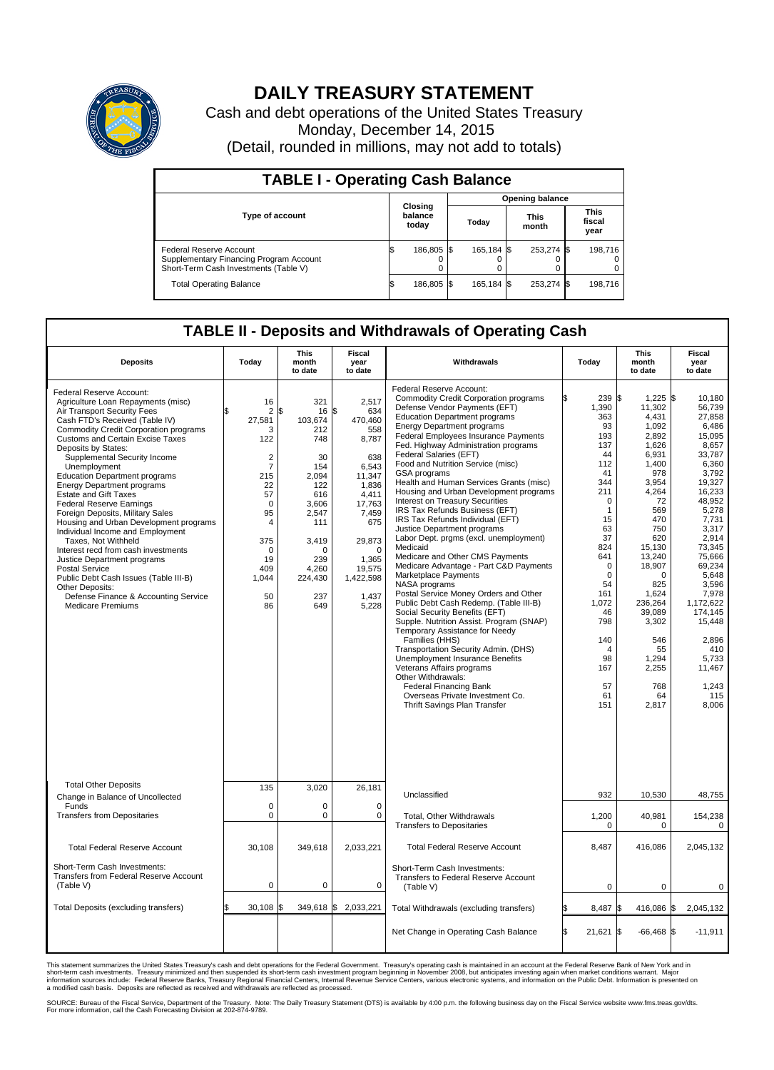# DAILY TREASURY STATEMENT

Cash and debt operations of the United States Treasury
Monday, December 14, 2015
(Detail, rounded in millions, may not add to totals)

## TABLE I - Operating Cash Balance

| Type of account | Closing balance today | Opening balance Today | Opening balance This month | Opening balance This fiscal year |
|---|---|---|---|---|
| Federal Reserve Account | $ 186,805 | $ 165,184 | $ 253,274 | $ 198,716 |
| Supplementary Financing Program Account | 0 | 0 | 0 | 0 |
| Short-Term Cash Investments (Table V) | 0 | 0 | 0 | 0 |
| Total Operating Balance | $ 186,805 | $ 165,184 | $ 253,274 | $ 198,716 |

## TABLE II - Deposits and Withdrawals of Operating Cash

| Deposits | Today | This month to date | Fiscal year to date | Withdrawals | Today | This month to date | Fiscal year to date |
|---|---|---|---|---|---|---|---|
| Federal Reserve Account: | | | | Federal Reserve Account: | | | |
| Agriculture Loan Repayments (misc) | 16 | 321 | 2,517 | Commodity Credit Corporation programs | $ 239 | $ 1,225 | $ 10,180 |
| Air Transport Security Fees | $ 2 | $ 16 | $ 634 | Defense Vendor Payments (EFT) | 1,390 | 11,302 | 56,739 |
| Cash FTD's Received (Table IV) | 27,581 | 103,674 | 470,460 | Education Department programs | 363 | 4,431 | 27,858 |
| Commodity Credit Corporation programs | 3 | 212 | 558 | Energy Department programs | 93 | 1,092 | 6,486 |
| Customs and Certain Excise Taxes | 122 | 748 | 8,787 | Federal Employees Insurance Payments | 193 | 2,892 | 15,095 |
| Deposits by States: | | | | Fed. Highway Administration programs | 137 | 1,626 | 8,657 |
| Supplemental Security Income | 2 | 30 | 638 | Federal Salaries (EFT) | 44 | 6,931 | 33,787 |
| Unemployment | 7 | 154 | 6,543 | Food and Nutrition Service (misc) | 112 | 1,400 | 6,360 |
| Education Department programs | 215 | 2,094 | 11,347 | GSA programs | 41 | 978 | 3,792 |
| Energy Department programs | 22 | 122 | 1,836 | Health and Human Services Grants (misc) | 344 | 3,954 | 19,327 |
| Estate and Gift Taxes | 57 | 616 | 4,411 | Housing and Urban Development programs | 211 | 4,264 | 16,233 |
| Federal Reserve Earnings | 0 | 3,606 | 17,763 | Interest on Treasury Securities | 0 | 72 | 48,952 |
| Foreign Deposits, Military Sales | 95 | 2,547 | 7,459 | IRS Tax Refunds Business (EFT) | 1 | 569 | 5,278 |
| Housing and Urban Development programs | 4 | 111 | 675 | IRS Tax Refunds Individual (EFT) | 15 | 470 | 7,731 |
| Individual Income and Employment | | | | Justice Department programs | 63 | 750 | 3,317 |
| Taxes, Not Withheld | 375 | 3,419 | 29,873 | Labor Dept. prgms (excl. unemployment) | 37 | 620 | 2,914 |
| Interest recd from cash investments | 0 | 0 | 0 | Medicaid | 824 | 15,130 | 73,345 |
| Justice Department programs | 19 | 239 | 1,365 | Medicare and Other CMS Payments | 641 | 13,240 | 75,666 |
| Postal Service | 409 | 4,260 | 19,575 | Medicare Advantage - Part C&D Payments | 0 | 18,907 | 69,234 |
| Public Debt Cash Issues (Table III-B) | 1,044 | 224,430 | 1,422,598 | Marketplace Payments | 0 | 0 | 5,648 |
| Other Deposits: | | | | NASA programs | 54 | 825 | 3,596 |
| Defense Finance & Accounting Service | 50 | 237 | 1,437 | Postal Service Money Orders and Other | 161 | 1,624 | 7,978 |
| Medicare Premiums | 86 | 649 | 5,228 | Public Debt Cash Redemp. (Table III-B) | 1,072 | 236,264 | 1,172,622 |
| | | | | Social Security Benefits (EFT) | 46 | 39,089 | 174,145 |
| | | | | Supple. Nutrition Assist. Program (SNAP) | 798 | 3,302 | 15,448 |
| | | | | Temporary Assistance for Needy Families (HHS) | 140 | 546 | 2,896 |
| | | | | Transportation Security Admin. (DHS) | 4 | 55 | 410 |
| | | | | Unemployment Insurance Benefits | 98 | 1,294 | 5,733 |
| | | | | Veterans Affairs programs | 167 | 2,255 | 11,467 |
| | | | | Other Withdrawals: | | | |
| | | | | Federal Financing Bank | 57 | 768 | 1,243 |
| | | | | Overseas Private Investment Co. | 61 | 64 | 115 |
| | | | | Thrift Savings Plan Transfer | 151 | 2,817 | 8,006 |
| Total Other Deposits | 135 | 3,020 | 26,181 | Unclassified | 932 | 10,530 | 48,755 |
| Change in Balance of Uncollected Funds | 0 | 0 | 0 | | | | |
| Transfers from Depositaries | 0 | 0 | 0 | Total, Other Withdrawals | 1,200 | 40,981 | 154,238 |
| | | | | Transfers to Depositaries | 0 | 0 | 0 |
| Total Federal Reserve Account | 30,108 | 349,618 | 2,033,221 | Total Federal Reserve Account | 8,487 | 416,086 | 2,045,132 |
| Short-Term Cash Investments: | | | | Short-Term Cash Investments: | | | |
| Transfers from Federal Reserve Account (Table V) | 0 | 0 | 0 | Transfers to Federal Reserve Account (Table V) | 0 | 0 | 0 |
| Total Deposits (excluding transfers) | $ 30,108 | $ 349,618 | $ 2,033,221 | Total Withdrawals (excluding transfers) | $ 8,487 | $ 416,086 | $ 2,045,132 |
| | | | | Net Change in Operating Cash Balance | $ 21,621 | $ -66,468 | $ -11,911 |

This statement summarizes the United States Treasury's cash and debt operations for the Federal Government. Treasury's operating cash is maintained in an account at the Federal Reserve Bank of New York and in short-term cash investments. Treasury minimized and then suspended its short-term cash investment program beginning in November 2008, but anticipates investing again when market conditions warrant. Major information sources include: Federal Reserve Banks, Treasury Regional Financial Centers, Internal Revenue Service Centers, various electronic systems, and information on the Public Debt. Information is presented on a modified cash basis. Deposits are reflected as received and withdrawals are reflected as processed.

SOURCE: Bureau of the Fiscal Service, Department of the Treasury. Note: The Daily Treasury Statement (DTS) is available by 4:00 p.m. the following business day on the Fiscal Service website www.fms.treas.gov/dts. For more information, call the Cash Forecasting Division at 202-874-9789.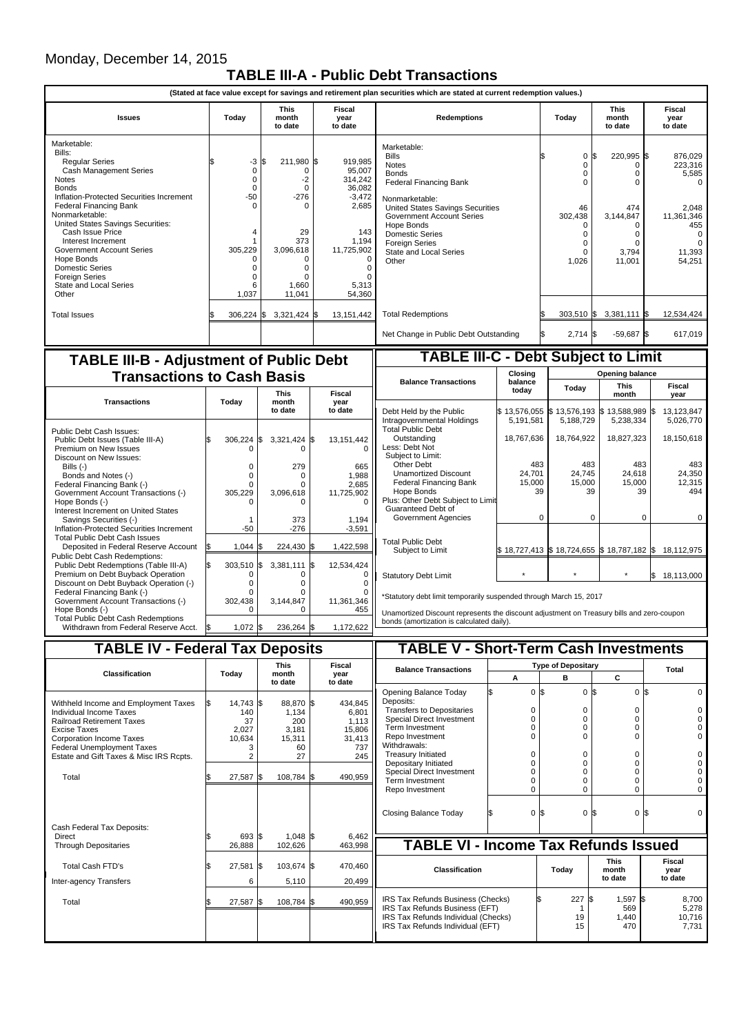Monday, December 14, 2015

# TABLE III-A - Public Debt Transactions

(Stated at face value except for savings and retirement plan securities which are stated at current redemption values.)

| Issues | Today | This month to date | Fiscal year to date |
|---|---|---|---|
| Marketable: | | | |
| Bills: | | | |
| Regular Series | $ -3 | $ 211,980 | $ 919,985 |
| Cash Management Series | 0 | 0 | 95,007 |
| Notes | 0 | -2 | 314,242 |
| Bonds | 0 | 0 | 36,082 |
| Inflation-Protected Securities Increment | -50 | -276 | -3,472 |
| Federal Financing Bank | 0 | 0 | 2,685 |
| Nonmarketable: | | | |
| United States Savings Securities: | | | |
| Cash Issue Price | 4 | 29 | 143 |
| Interest Increment | 1 | 373 | 1,194 |
| Government Account Series | 305,229 | 3,096,618 | 11,725,902 |
| Hope Bonds | 0 | 0 | 0 |
| Domestic Series | 0 | 0 | 0 |
| Foreign Series | 0 | 0 | 0 |
| State and Local Series | 6 | 1,660 | 5,313 |
| Other | 1,037 | 11,041 | 54,360 |
| Total Issues | $ 306,224 | $ 3,321,424 | $ 13,151,442 |

| Redemptions | Today | This month to date | Fiscal year to date |
|---|---|---|---|
| Marketable: | | | |
| Bills | $ 0 | $ 220,995 | $ 876,029 |
| Notes | 0 | 0 | 223,316 |
| Bonds | 0 | 0 | 5,585 |
| Federal Financing Bank | 0 | 0 | 0 |
| Nonmarketable: | | | |
| United States Savings Securities | 46 | 474 | 2,048 |
| Government Account Series | 302,438 | 3,144,847 | 11,361,346 |
| Hope Bonds | 0 | 0 | 455 |
| Domestic Series | 0 | 0 | 0 |
| Foreign Series | 0 | 0 | 0 |
| State and Local Series | 0 | 3,794 | 11,393 |
| Other | 1,026 | 11,001 | 54,251 |
| Total Redemptions | $ 303,510 | $ 3,381,111 | $ 12,534,424 |
| Net Change in Public Debt Outstanding | $ 2,714 | $ -59,687 | $ 617,019 |

# TABLE III-B - Adjustment of Public Debt Transactions to Cash Basis

| Transactions | Today | This month to date | Fiscal year to date |
|---|---|---|---|
| Public Debt Cash Issues: | | | |
| Public Debt Issues (Table III-A) | $ 306,224 | $ 3,321,424 | $ 13,151,442 |
| Premium on New Issues | 0 | 0 | 0 |
| Discount on New Issues: | | | |
| Bills (-) | 0 | 279 | 665 |
| Bonds and Notes (-) | 0 | 0 | 1,988 |
| Federal Financing Bank (-) | 0 | 0 | 2,685 |
| Government Account Transactions (-) | 305,229 | 3,096,618 | 11,725,902 |
| Hope Bonds (-) | 0 | 0 | 0 |
| Interest Increment on United States Savings Securities (-) | 1 | 373 | 1,194 |
| Inflation-Protected Securities Increment | -50 | -276 | -3,591 |
| Total Public Debt Cash Issues Deposited in Federal Reserve Account | $ 1,044 | $ 224,430 | $ 1,422,598 |
| Public Debt Cash Redemptions: | | | |
| Public Debt Redemptions (Table III-A) | $ 303,510 | $ 3,381,111 | $ 12,534,424 |
| Premium on Debt Buyback Operation | 0 | 0 | 0 |
| Discount on Debt Buyback Operation (-) | 0 | 0 | 0 |
| Federal Financing Bank (-) | 0 | 0 | 0 |
| Government Account Transactions (-) | 302,438 | 3,144,847 | 11,361,346 |
| Hope Bonds (-) | 0 | 0 | 455 |
| Total Public Debt Cash Redemptions Withdrawn from Federal Reserve Acct. | $ 1,072 | $ 236,264 | $ 1,172,622 |

# TABLE III-C - Debt Subject to Limit

| Balance Transactions | Closing balance today | Opening balance Today | Opening balance This month | Opening balance Fiscal year |
|---|---|---|---|---|
| Debt Held by the Public | $ 13,576,055 | $ 13,576,193 | $ 13,588,989 | $ 13,123,847 |
| Intragovernmental Holdings | 5,191,581 | 5,188,729 | 5,238,334 | 5,026,770 |
| Total Public Debt Outstanding | 18,767,636 | 18,764,922 | 18,827,323 | 18,150,618 |
| Less: Debt Not Subject to Limit: | | | | |
| Other Debt | 483 | 483 | 483 | 483 |
| Unamortized Discount | 24,701 | 24,745 | 24,618 | 24,350 |
| Federal Financing Bank | 15,000 | 15,000 | 15,000 | 12,315 |
| Hope Bonds | 39 | 39 | 39 | 494 |
| Plus: Other Debt Subject to Limit | | | | |
| Guaranteed Debt of Government Agencies | 0 | 0 | 0 | 0 |
| Total Public Debt Subject to Limit | $ 18,727,413 | $ 18,724,655 | $ 18,787,182 | $ 18,112,975 |
| Statutory Debt Limit | * | * | * | $ 18,113,000 |

*Statutory debt limit temporarily suspended through March 15, 2017

Unamortized Discount represents the discount adjustment on Treasury bills and zero-coupon bonds (amortization is calculated daily).

# TABLE IV - Federal Tax Deposits

| Classification | Today | This month to date | Fiscal year to date |
|---|---|---|---|
| Withheld Income and Employment Taxes | $ 14,743 | $ 88,870 | $ 434,845 |
| Individual Income Taxes | 140 | 1,134 | 6,801 |
| Railroad Retirement Taxes | 37 | 200 | 1,113 |
| Excise Taxes | 2,027 | 3,181 | 15,806 |
| Corporation Income Taxes | 10,634 | 15,311 | 31,413 |
| Federal Unemployment Taxes | 3 | 60 | 737 |
| Estate and Gift Taxes & Misc IRS Rcpts. | 2 | 27 | 245 |
| Total | $ 27,587 | $ 108,784 | $ 490,959 |
| Cash Federal Tax Deposits: | | | |
| Direct | $ 693 | $ 1,048 | $ 6,462 |
| Through Depositaries | 26,888 | 102,626 | 463,998 |
| Total Cash FTD's | $ 27,581 | $ 103,674 | $ 470,460 |
| Inter-agency Transfers | 6 | 5,110 | 20,499 |
| Total | $ 27,587 | $ 108,784 | $ 490,959 |

# TABLE V - Short-Term Cash Investments

| Balance Transactions | Type of Depositary A | Type of Depositary B | Type of Depositary C | Total |
|---|---|---|---|---|
| Opening Balance Today | $ 0 | $ 0 | $ 0 | $ 0 |
| Deposits: | | | | |
| Transfers to Depositaries | 0 | 0 | 0 | 0 |
| Special Direct Investment | 0 | 0 | 0 | 0 |
| Term Investment | 0 | 0 | 0 | 0 |
| Repo Investment | 0 | 0 | 0 | 0 |
| Withdrawals: | | | | |
| Treasury Initiated | 0 | 0 | 0 | 0 |
| Depositary Initiated | 0 | 0 | 0 | 0 |
| Special Direct Investment | 0 | 0 | 0 | 0 |
| Term Investment | 0 | 0 | 0 | 0 |
| Repo Investment | 0 | 0 | 0 | 0 |
| Closing Balance Today | $ 0 | $ 0 | $ 0 | $ 0 |

# TABLE VI - Income Tax Refunds Issued

| Classification | Today | This month to date | Fiscal year to date |
|---|---|---|---|
| IRS Tax Refunds Business (Checks) | $ 227 | $ 1,597 | $ 8,700 |
| IRS Tax Refunds Business (EFT) | 1 | 569 | 5,278 |
| IRS Tax Refunds Individual (Checks) | 19 | 1,440 | 10,716 |
| IRS Tax Refunds Individual (EFT) | 15 | 470 | 7,731 |